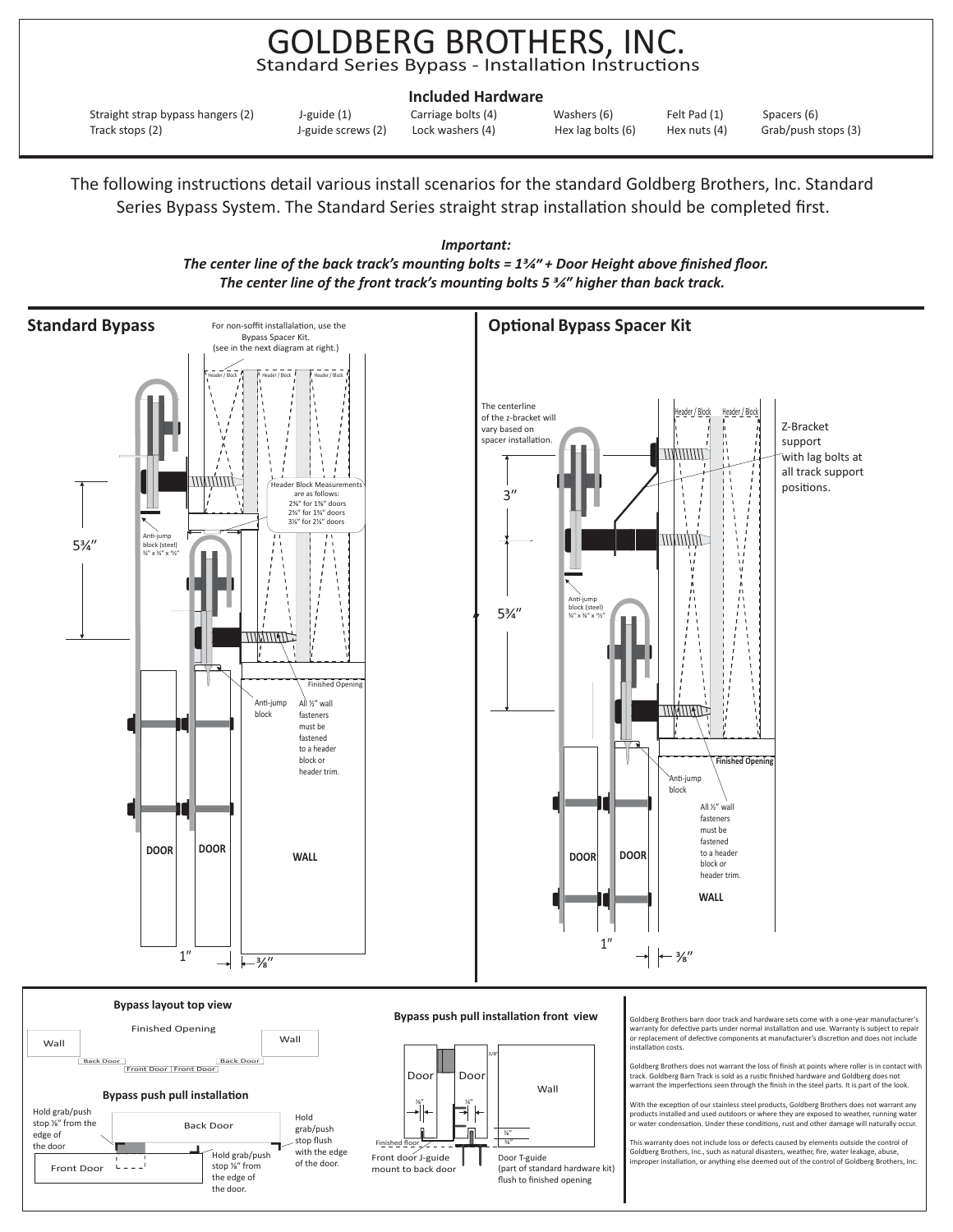# GOLDBERG BROTHERS, INC.

Standard Series Bypass - Installation Instructions

## Included Hardware

| | | | | | |
|---|---|---|---|---|---|
| Straight strap bypass hangers (2) | J-guide (1) | Carriage bolts (4) | Washers (6) | Felt Pad (1) | Spacers (6) |
| Track stops (2) | J-guide screws (2) | Lock washers (4) | Hex lag bolts (6) | Hex nuts (4) | Grab/push stops (3) |

The following instructions detail various install scenarios for the standard Goldberg Brothers, Inc. Standard Series Bypass System. The Standard Series straight strap installation should be completed first.

***Important:***

***The center line of the back track's mounting bolts = 1¾" + Door Height above finished floor.***

***The center line of the front track's mounting bolts 5 ¾" higher than back track.***

## Standard Bypass

For non-soffit installalation, use the Bypass Spacer Kit. (see in the next diagram at right.)

Header / Block | Header / Block | Header / Block

Header Block Measurements are as follows:
- 2⅜" for 1⅜" doors
- 2¾" for 1¾" doors
- 3¼" for 2¼" doors

5¾"

Anti-jump block (steel) ¾" x ¾" x ½"

Finished Opening

Anti-jump block

All ½" wall fasteners must be fastened to a header block or header trim.

DOOR | DOOR | WALL

1" | ⅜"

## Optional Bypass Spacer Kit

The centerline of the z-bracket will vary based on spacer installation.

Header / Block | Header / Block

Z-Bracket support with lag bolts at all track support positions.

3"

5¾"

Anti-jump block (steel) ¾" x ¾" x ½"

Finished Opening

Anti-jump block

All ½" wall fasteners must be fastened to a header block or header trim.

DOOR | DOOR | WALL

1" | ⅜"

### Bypass layout top view

Wall | Finished Opening | Wall

Back Door | Front Door | Front Door | Back Door

### Bypass push pull installation

Hold grab/push stop ⅛" from the edge of the door

Back Door

Hold grab/push stop flush with the edge of the door.

Front Door

Hold grab/push stop ⅛" from the edge of the door.

### Bypass push pull installation front view

Door | Door | Wall

3/8" | ⅛" | ⅛" | ¾" | ¾"

Finished floor

Front door J-guide mount to back door

Door T-guide (part of standard hardware kit) flush to finished opening

Goldberg Brothers barn door track and hardware sets come with a one-year manufacturer's warranty for defective parts under normal installation and use. Warranty is subject to repair or replacement of defective components at manufacturer's discretion and does not include installation costs.

Goldberg Brothers does not warrant the loss of finish at points where roller is in contact with track. Goldberg Barn Track is sold as a rustic finished hardware and Goldberg does not warrant the imperfections seen through the finish in the steel parts. It is part of the look.

With the exception of our stainless steel products, Goldberg Brothers does not warrant any products installed and used outdoors or where they are exposed to weather, running water or water condensation. Under these conditions, rust and other damage will naturally occur.

This warranty does not include loss or defects caused by elements outside the control of Goldberg Brothers, Inc., such as natural disasters, weather, fire, water leakage, abuse, improper installation, or anything else deemed out of the control of Goldberg Brothers, Inc.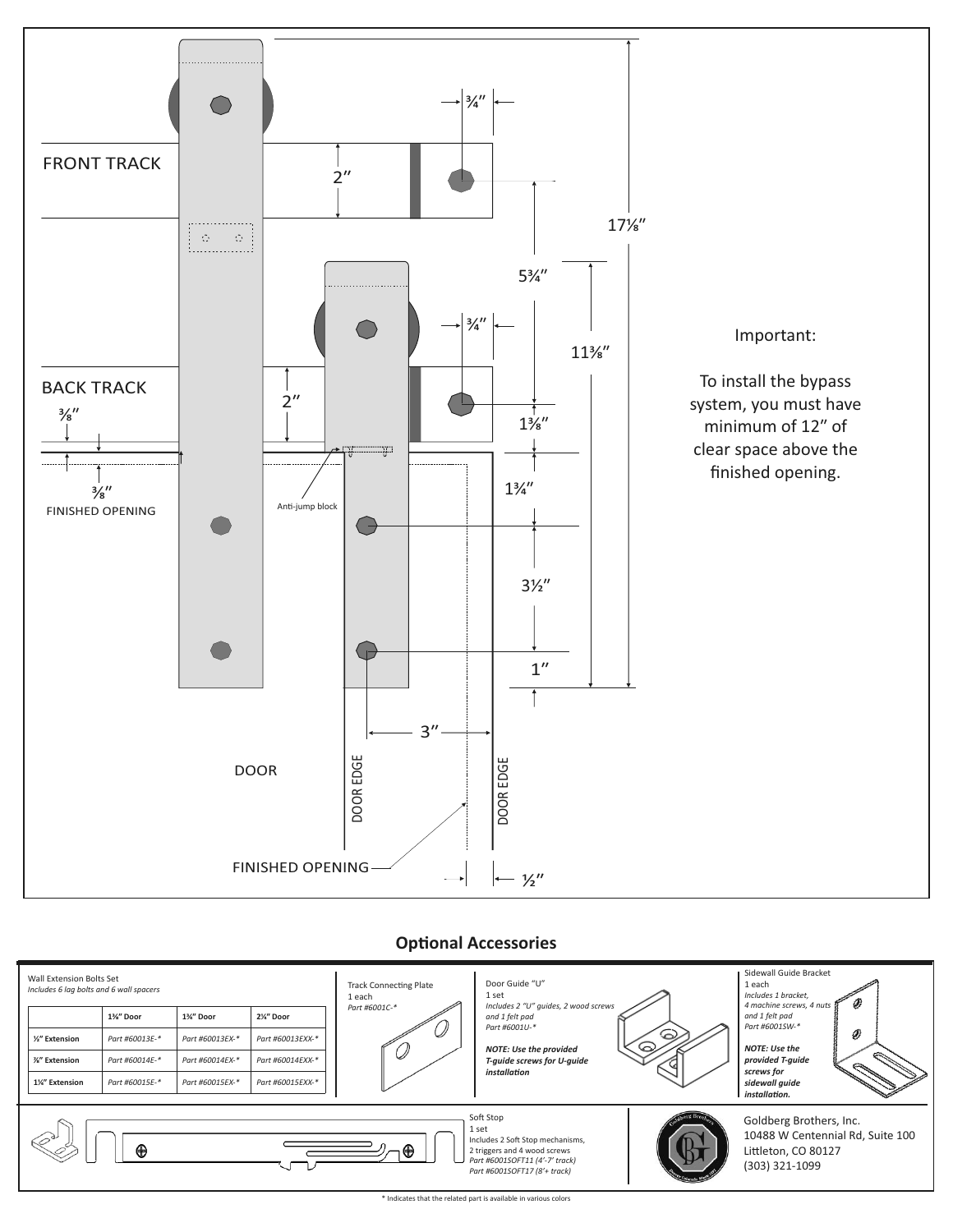FRONT TRACK

BACK TRACK

FINISHED OPENING

Anti-jump block

DOOR

DOOR EDGE

DOOR EDGE

FINISHED OPENING

¾″

2″

17⅛″

5¾″

¾″

11⅜″

2″

⅜″

1⅜″

⅜″

1¾″

3½″

1″

3″

½″

Important:

To install the bypass system, you must have minimum of 12″ of clear space above the finished opening.

## Optional Accessories

**Wall Extension Bolts Set**
*Includes 6 lag bolts and 6 wall spacers*

| | 1⅜″ Door | 1¾″ Door | 2¼″ Door |
|---|---|---|---|
| **½″ Extension** | *Part #60013E-** | *Part #60013EX-** | *Part #60013EXX-** |
| **¾″ Extension** | *Part #60014E-** | *Part #60014EX-** | *Part #60014EXX-** |
| **1¼″ Extension** | *Part #60015E-** | *Part #60015EX-** | *Part #60015EXX-** |

**Track Connecting Plate**
1 each
*Part #6001C-**

**Door Guide "U"**
1 set
*Includes 2 "U" guides, 2 wood screws and 1 felt pad*
*Part #6001U-**

***NOTE: Use the provided T-guide screws for U-guide installation***

**Sidewall Guide Bracket**
1 each
*Includes 1 bracket, 4 machine screws, 4 nuts and 1 felt pad*
*Part #6001SW-**

***NOTE: Use the provided T-guide screws for sidewall guide installation.***

**Soft Stop**
1 set
Includes 2 Soft Stop mechanisms, 2 triggers and 4 wood screws
*Part #6001SOFT11 (4′-7′ track)*
*Part #6001SOFT17 (8′+ track)*

Goldberg Brothers, Inc.
10488 W Centennial Rd, Suite 100
Littleton, CO 80127
(303) 321-1099

\* Indicates that the related part is available in various colors